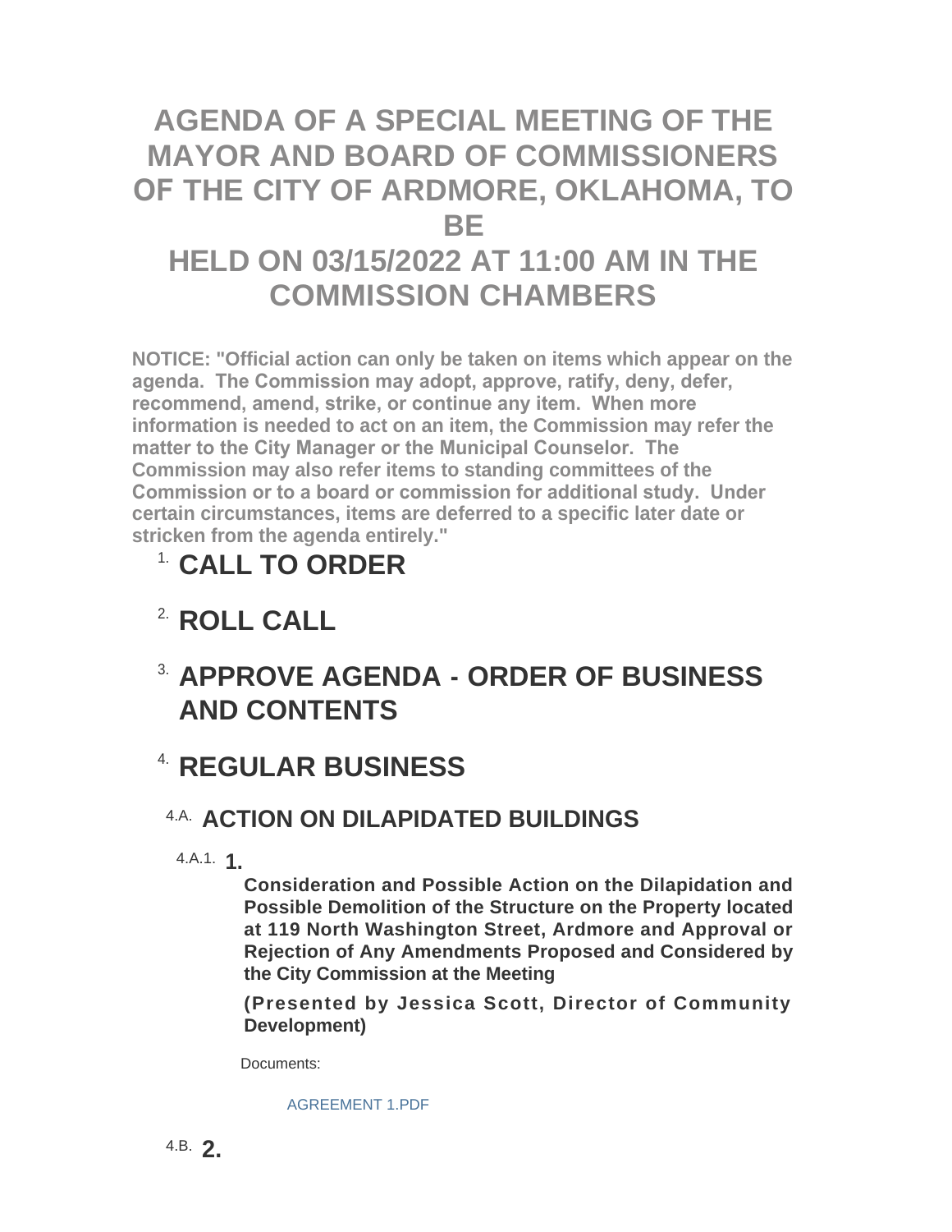# AGENDA OF A SPECIAL MEETING OF THE MAYOR AND BOARD OF COMMISSIONERS OF THE CITY OF ARDMORE, OKLAHOMA, TO BE HELD ON 03/15/2022 AT 11:00 AM IN THE COMMISSION CHAMBERS

**NOTICE: "Official action can only be taken on items which appear on the agenda. The Commission may adopt, approve, ratify, deny, defer, recommend, amend, strike, or continue any item. When more information is needed to act on an item, the Commission may refer the matter to the City Manager or the Municipal Counselor. The Commission may also refer items to standing committees of the Commission or to a board or commission for additional study. Under certain circumstances, items are deferred to a specific later date or stricken from the agenda entirely."**

## 1. CALL TO ORDER

## 2. ROLL CALL

## 3. APPROVE AGENDA - ORDER OF BUSINESS AND CONTENTS

## 4. REGULAR BUSINESS

### 4.A. ACTION ON DILAPIDATED BUILDINGS

4.A.1. **1.**

**Consideration and Possible Action on the Dilapidation and Possible Demolition of the Structure on the Property located at 119 North Washington Street, Ardmore and Approval or Rejection of Any Amendments Proposed and Considered by the City Commission at the Meeting**

**(Presented by Jessica Scott, Director of Community Development)**

Documents:

AGREEMENT 1.PDF

4.B. **2.**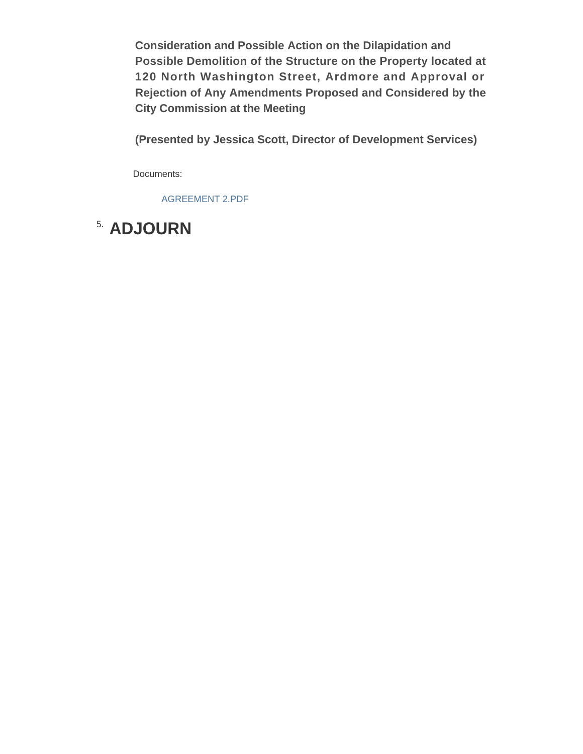**Consideration and Possible Action on the Dilapidation and Possible Demolition of the Structure on the Property located at 120 North Washington Street, Ardmore and Approval or Rejection of Any Amendments Proposed and Considered by the City Commission at the Meeting**

**(Presented by Jessica Scott, Director of Development Services)**

Documents:

AGREEMENT 2.PDF

## 5. ADJOURN